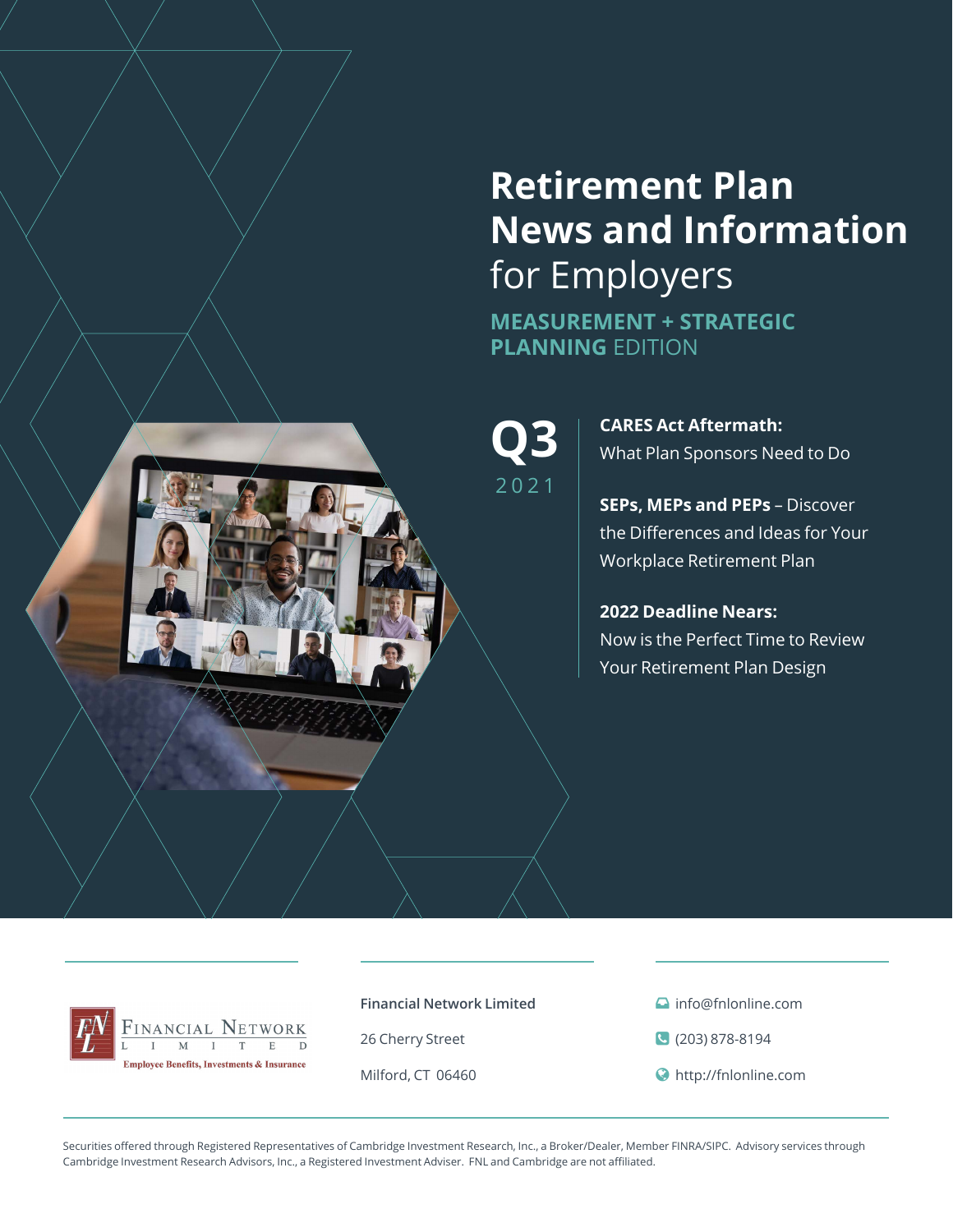# Retirement Plan News and Information for Employers

**MEASUREMENT + STRATEGIC PLANNING** EDITION

**Q3** 2021

**CARES Act Aftermath:** What Plan Sponsors Need to Do

**SEPs, MEPs and PEPs** – Discover the Differences and Ideas for Your Workplace Retirement Plan

**2022 Deadline Nears:** Now is the Perfect Time to Review Your Retirement Plan Design

Financial Network Limited
Employee Benefits, Investments & Insurance

**Financial Network Limited**

26 Cherry Street

Milford, CT 06460

info@fnlonline.com

(203) 878-8194

http://fnlonline.com

Securities offered through Registered Representatives of Cambridge Investment Research, Inc., a Broker/Dealer, Member FINRA/SIPC. Advisory services through Cambridge Investment Research Advisors, Inc., a Registered Investment Adviser. FNL and Cambridge are not affiliated.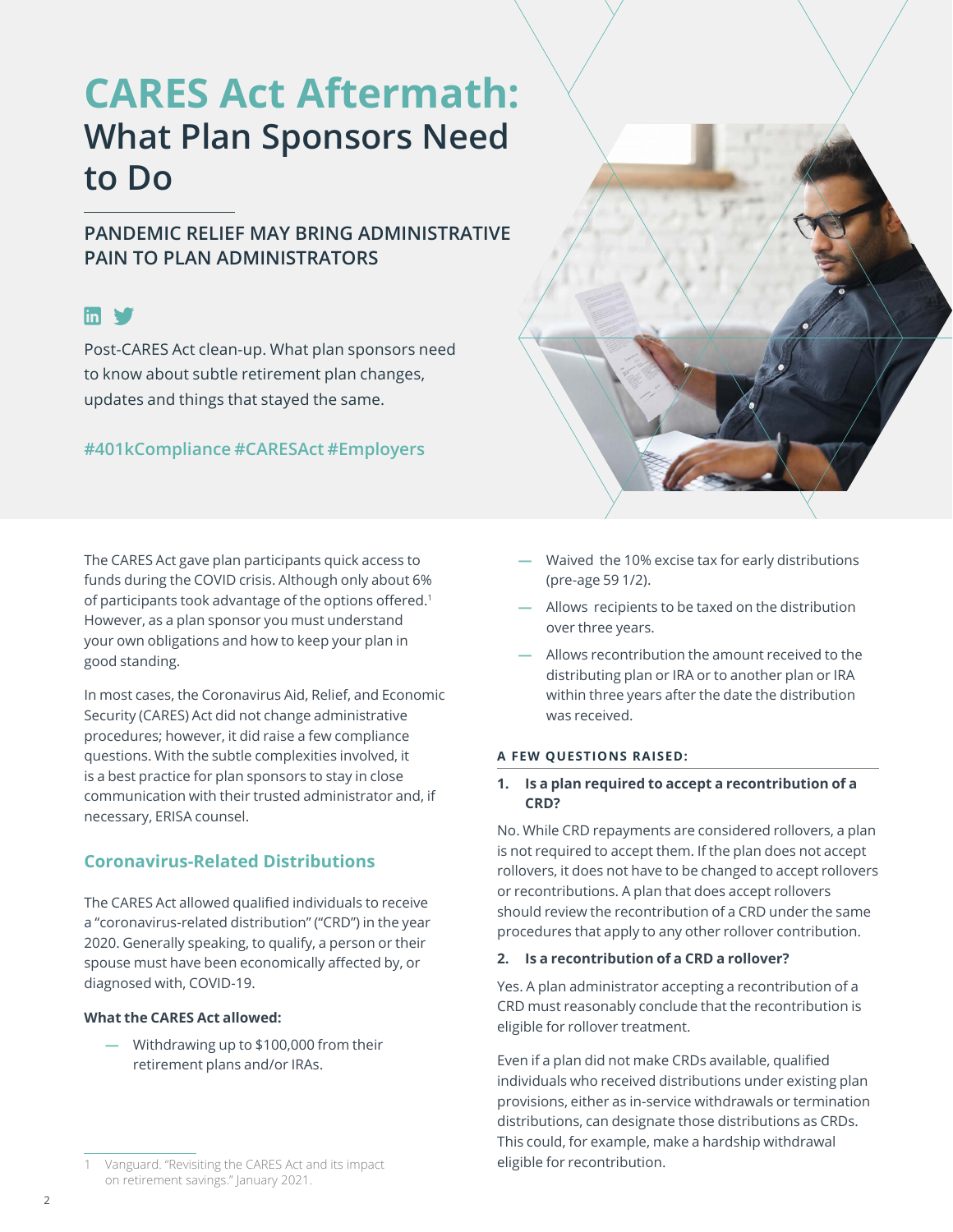# CARES Act Aftermath: What Plan Sponsors Need to Do

## PANDEMIC RELIEF MAY BRING ADMINISTRATIVE PAIN TO PLAN ADMINISTRATORS

Post-CARES Act clean-up. What plan sponsors need to know about subtle retirement plan changes, updates and things that stayed the same.

#401kCompliance #CARESAct #Employers

The CARES Act gave plan participants quick access to funds during the COVID crisis. Although only about 6% of participants took advantage of the options offered.[1] However, as a plan sponsor you must understand your own obligations and how to keep your plan in good standing.

In most cases, the Coronavirus Aid, Relief, and Economic Security (CARES) Act did not change administrative procedures; however, it did raise a few compliance questions. With the subtle complexities involved, it is a best practice for plan sponsors to stay in close communication with their trusted administrator and, if necessary, ERISA counsel.

## Coronavirus-Related Distributions

The CARES Act allowed qualified individuals to receive a "coronavirus-related distribution" ("CRD") in the year 2020. Generally speaking, to qualify, a person or their spouse must have been economically affected by, or diagnosed with, COVID-19.

**What the CARES Act allowed:**

- Withdrawing up to $100,000 from their retirement plans and/or IRAs.
- Waived the 10% excise tax for early distributions (pre-age 59 1/2).
- Allows recipients to be taxed on the distribution over three years.
- Allows recontribution the amount received to the distributing plan or IRA or to another plan or IRA within three years after the date the distribution was received.

**A FEW QUESTIONS RAISED:**

1. **Is a plan required to accept a recontribution of a CRD?**

No. While CRD repayments are considered rollovers, a plan is not required to accept them. If the plan does not accept rollovers, it does not have to be changed to accept rollovers or recontributions. A plan that does accept rollovers should review the recontribution of a CRD under the same procedures that apply to any other rollover contribution.

2. **Is a recontribution of a CRD a rollover?**

Yes. A plan administrator accepting a recontribution of a CRD must reasonably conclude that the recontribution is eligible for rollover treatment.

Even if a plan did not make CRDs available, qualified individuals who received distributions under existing plan provisions, either as in-service withdrawals or termination distributions, can designate those distributions as CRDs. This could, for example, make a hardship withdrawal eligible for recontribution.

1 Vanguard. "Revisiting the CARES Act and its impact on retirement savings." January 2021.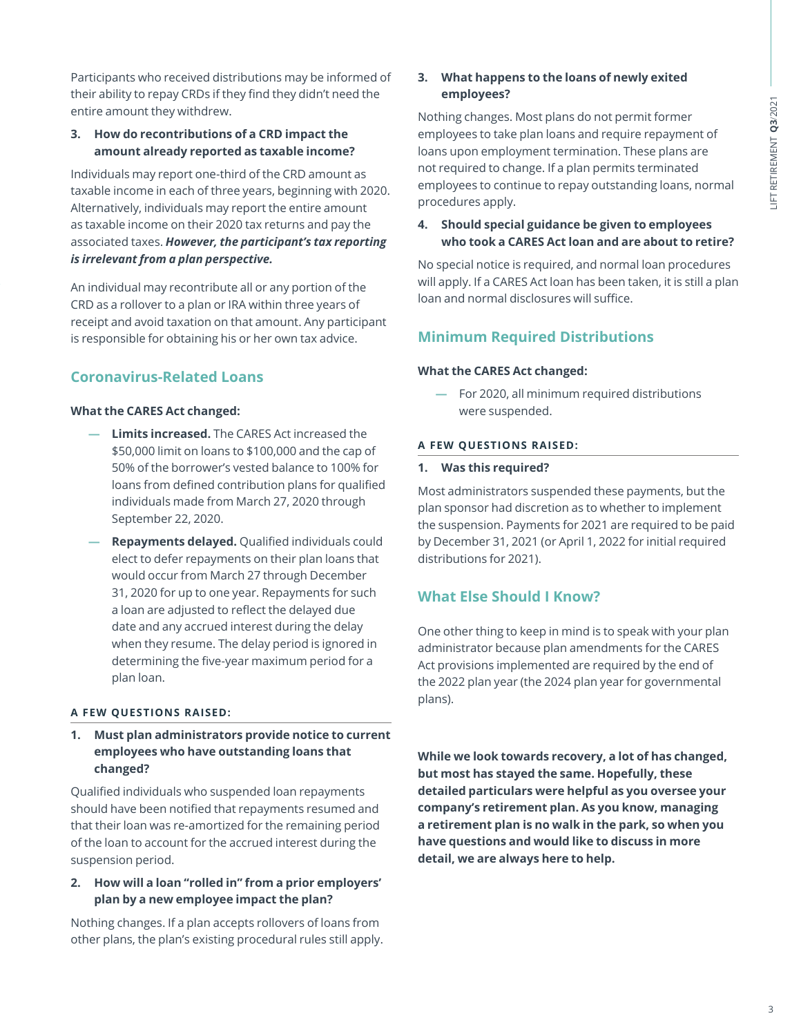Participants who received distributions may be informed of their ability to repay CRDs if they find they didn't need the entire amount they withdrew.

3. **How do recontributions of a CRD impact the amount already reported as taxable income?**

Individuals may report one-third of the CRD amount as taxable income in each of three years, beginning with 2020. Alternatively, individuals may report the entire amount as taxable income on their 2020 tax returns and pay the associated taxes. ***However, the participant's tax reporting is irrelevant from a plan perspective.***

An individual may recontribute all or any portion of the CRD as a rollover to a plan or IRA within three years of receipt and avoid taxation on that amount. Any participant is responsible for obtaining his or her own tax advice.

## Coronavirus-Related Loans

**What the CARES Act changed:**

- **Limits increased.** The CARES Act increased the $50,000 limit on loans to $100,000 and the cap of 50% of the borrower's vested balance to 100% for loans from defined contribution plans for qualified individuals made from March 27, 2020 through September 22, 2020.
- **Repayments delayed.** Qualified individuals could elect to defer repayments on their plan loans that would occur from March 27 through December 31, 2020 for up to one year. Repayments for such a loan are adjusted to reflect the delayed due date and any accrued interest during the delay when they resume. The delay period is ignored in determining the five-year maximum period for a plan loan.

**A FEW QUESTIONS RAISED:**

1. **Must plan administrators provide notice to current employees who have outstanding loans that changed?**

Qualified individuals who suspended loan repayments should have been notified that repayments resumed and that their loan was re-amortized for the remaining period of the loan to account for the accrued interest during the suspension period.

2. **How will a loan "rolled in" from a prior employers' plan by a new employee impact the plan?**

Nothing changes. If a plan accepts rollovers of loans from other plans, the plan's existing procedural rules still apply.

3. **What happens to the loans of newly exited employees?**

Nothing changes. Most plans do not permit former employees to take plan loans and require repayment of loans upon employment termination. These plans are not required to change. If a plan permits terminated employees to continue to repay outstanding loans, normal procedures apply.

4. **Should special guidance be given to employees who took a CARES Act loan and are about to retire?**

No special notice is required, and normal loan procedures will apply. If a CARES Act loan has been taken, it is still a plan loan and normal disclosures will suffice.

## Minimum Required Distributions

**What the CARES Act changed:**

- For 2020, all minimum required distributions were suspended.

**A FEW QUESTIONS RAISED:**

1. **Was this required?**

Most administrators suspended these payments, but the plan sponsor had discretion as to whether to implement the suspension. Payments for 2021 are required to be paid by December 31, 2021 (or April 1, 2022 for initial required distributions for 2021).

## What Else Should I Know?

One other thing to keep in mind is to speak with your plan administrator because plan amendments for the CARES Act provisions implemented are required by the end of the 2022 plan year (the 2024 plan year for governmental plans).

**While we look towards recovery, a lot of has changed, but most has stayed the same. Hopefully, these detailed particulars were helpful as you oversee your company's retirement plan. As you know, managing a retirement plan is no walk in the park, so when you have questions and would like to discuss in more detail, we are always here to help.**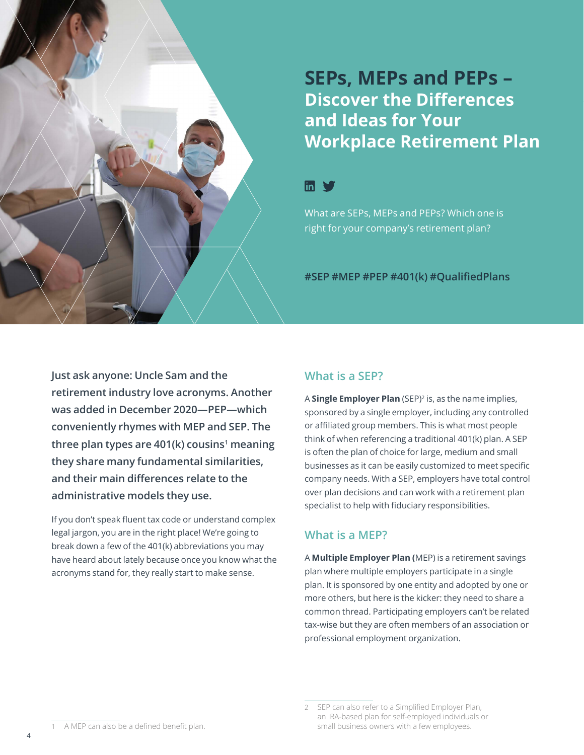# SEPs, MEPs and PEPs – Discover the Differences and Ideas for Your Workplace Retirement Plan

What are SEPs, MEPs and PEPs? Which one is right for your company's retirement plan?

#SEP #MEP #PEP #401(k) #QualifiedPlans

**Just ask anyone: Uncle Sam and the retirement industry love acronyms. Another was added in December 2020—PEP—which conveniently rhymes with MEP and SEP. The three plan types are 401(k) cousins[1] meaning they share many fundamental similarities, and their main differences relate to the administrative models they use.**

If you don't speak fluent tax code or understand complex legal jargon, you are in the right place! We're going to break down a few of the 401(k) abbreviations you may have heard about lately because once you know what the acronyms stand for, they really start to make sense.

## What is a SEP?

A **Single Employer Plan** (SEP)[2] is, as the name implies, sponsored by a single employer, including any controlled or affiliated group members. This is what most people think of when referencing a traditional 401(k) plan. A SEP is often the plan of choice for large, medium and small businesses as it can be easily customized to meet specific company needs. With a SEP, employers have total control over plan decisions and can work with a retirement plan specialist to help with fiduciary responsibilities.

## What is a MEP?

A **Multiple Employer Plan (**MEP) is a retirement savings plan where multiple employers participate in a single plan. It is sponsored by one entity and adopted by one or more others, but here is the kicker: they need to share a common thread. Participating employers can't be related tax-wise but they are often members of an association or professional employment organization.

---

1 A MEP can also be a defined benefit plan.

2 SEP can also refer to a Simplified Employer Plan, an IRA-based plan for self-employed individuals or small business owners with a few employees.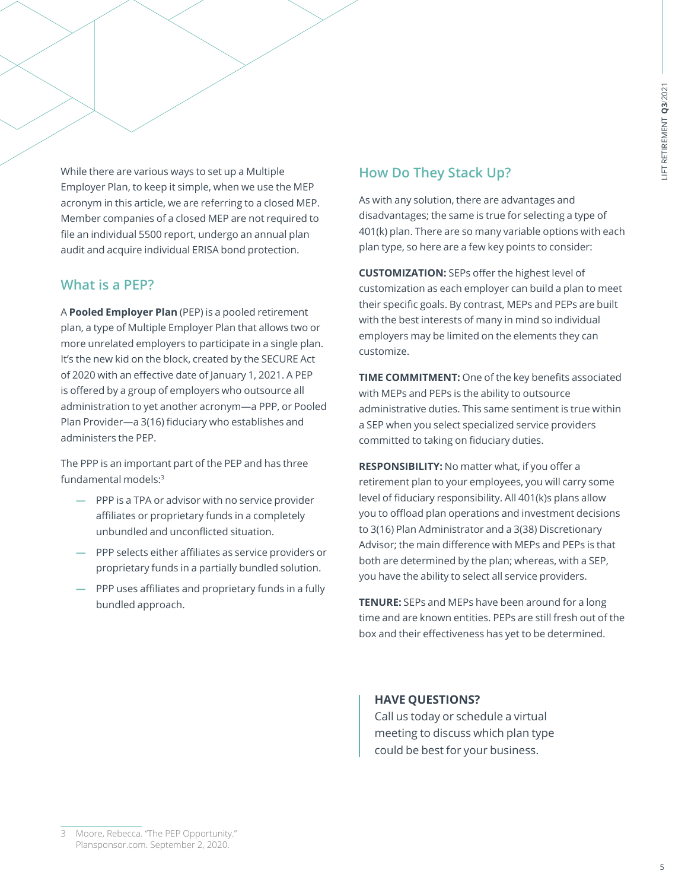While there are various ways to set up a Multiple Employer Plan, to keep it simple, when we use the MEP acronym in this article, we are referring to a closed MEP. Member companies of a closed MEP are not required to file an individual 5500 report, undergo an annual plan audit and acquire individual ERISA bond protection.

## What is a PEP?

A **Pooled Employer Plan** (PEP) is a pooled retirement plan, a type of Multiple Employer Plan that allows two or more unrelated employers to participate in a single plan. It's the new kid on the block, created by the SECURE Act of 2020 with an effective date of January 1, 2021. A PEP is offered by a group of employers who outsource all administration to yet another acronym—a PPP, or Pooled Plan Provider—a 3(16) fiduciary who establishes and administers the PEP.

The PPP is an important part of the PEP and has three fundamental models:[3]

- PPP is a TPA or advisor with no service provider affiliates or proprietary funds in a completely unbundled and unconflicted situation.
- PPP selects either affiliates as service providers or proprietary funds in a partially bundled solution.
- PPP uses affiliates and proprietary funds in a fully bundled approach.

## How Do They Stack Up?

As with any solution, there are advantages and disadvantages; the same is true for selecting a type of 401(k) plan. There are so many variable options with each plan type, so here are a few key points to consider:

**CUSTOMIZATION:** SEPs offer the highest level of customization as each employer can build a plan to meet their specific goals. By contrast, MEPs and PEPs are built with the best interests of many in mind so individual employers may be limited on the elements they can customize.

**TIME COMMITMENT:** One of the key benefits associated with MEPs and PEPs is the ability to outsource administrative duties. This same sentiment is true within a SEP when you select specialized service providers committed to taking on fiduciary duties.

**RESPONSIBILITY:** No matter what, if you offer a retirement plan to your employees, you will carry some level of fiduciary responsibility. All 401(k)s plans allow you to offload plan operations and investment decisions to 3(16) Plan Administrator and a 3(38) Discretionary Advisor; the main difference with MEPs and PEPs is that both are determined by the plan; whereas, with a SEP, you have the ability to select all service providers.

**TENURE:** SEPs and MEPs have been around for a long time and are known entities. PEPs are still fresh out of the box and their effectiveness has yet to be determined.

**HAVE QUESTIONS?**
Call us today or schedule a virtual meeting to discuss which plan type could be best for your business.

3 Moore, Rebecca. "The PEP Opportunity." Plansponsor.com. September 2, 2020.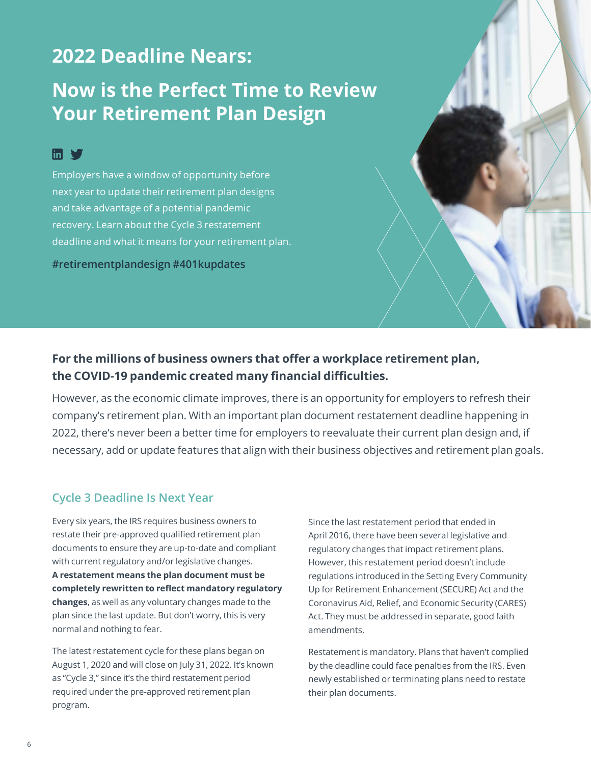# 2022 Deadline Nears:

## Now is the Perfect Time to Review Your Retirement Plan Design

Employers have a window of opportunity before next year to update their retirement plan designs and take advantage of a potential pandemic recovery. Learn about the Cycle 3 restatement deadline and what it means for your retirement plan.

**#retirementplandesign #401kupdates**

**For the millions of business owners that offer a workplace retirement plan, the COVID-19 pandemic created many financial difficulties.**

However, as the economic climate improves, there is an opportunity for employers to refresh their company's retirement plan. With an important plan document restatement deadline happening in 2022, there's never been a better time for employers to reevaluate their current plan design and, if necessary, add or update features that align with their business objectives and retirement plan goals.

### Cycle 3 Deadline Is Next Year

Every six years, the IRS requires business owners to restate their pre-approved qualified retirement plan documents to ensure they are up-to-date and compliant with current regulatory and/or legislative changes. **A restatement means the plan document must be completely rewritten to reflect mandatory regulatory changes**, as well as any voluntary changes made to the plan since the last update. But don't worry, this is very normal and nothing to fear.

The latest restatement cycle for these plans began on August 1, 2020 and will close on July 31, 2022. It's known as "Cycle 3," since it's the third restatement period required under the pre-approved retirement plan program.

Since the last restatement period that ended in April 2016, there have been several legislative and regulatory changes that impact retirement plans. However, this restatement period doesn't include regulations introduced in the Setting Every Community Up for Retirement Enhancement (SECURE) Act and the Coronavirus Aid, Relief, and Economic Security (CARES) Act. They must be addressed in separate, good faith amendments.

Restatement is mandatory. Plans that haven't complied by the deadline could face penalties from the IRS. Even newly established or terminating plans need to restate their plan documents.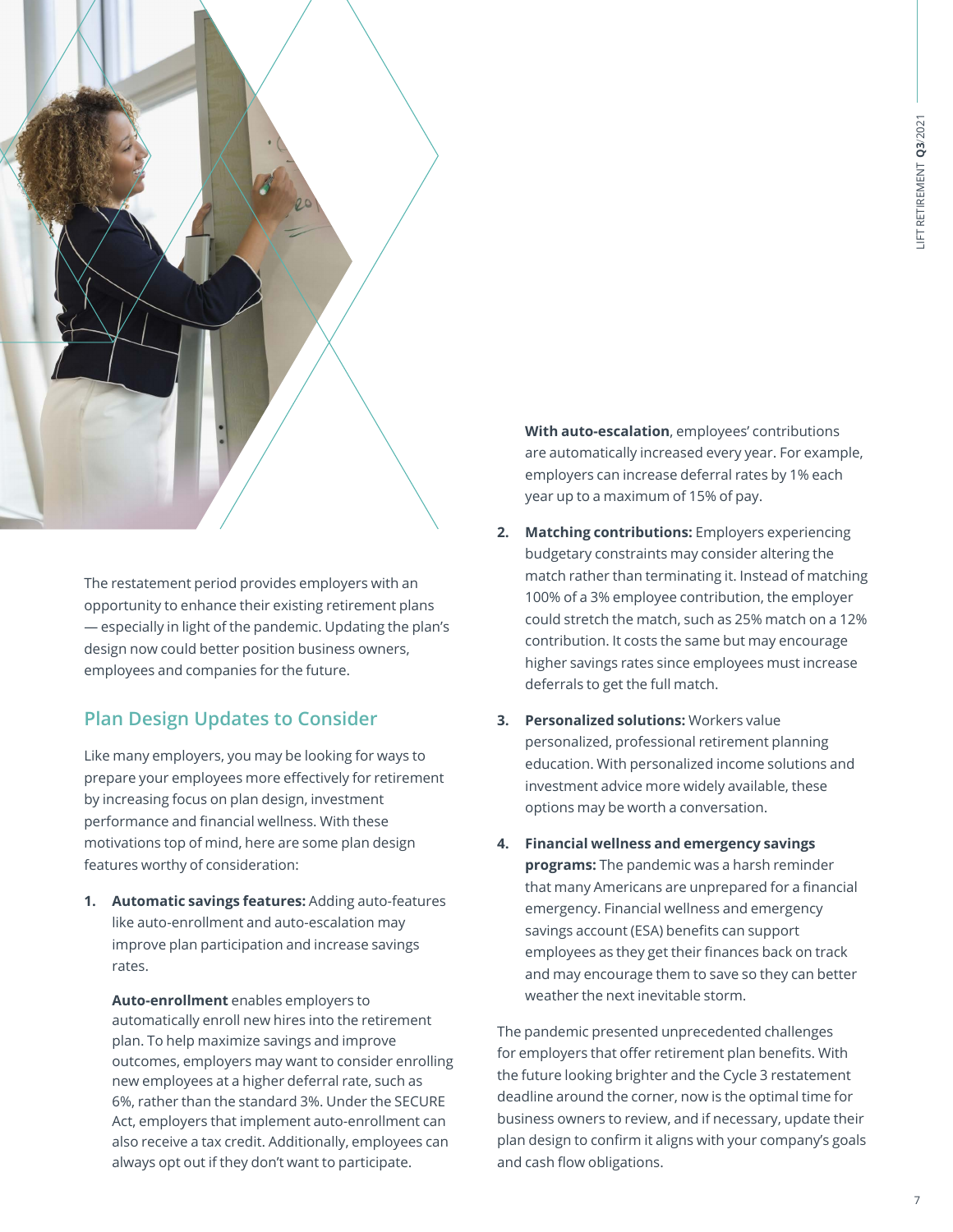The restatement period provides employers with an opportunity to enhance their existing retirement plans — especially in light of the pandemic. Updating the plan's design now could better position business owners, employees and companies for the future.

## Plan Design Updates to Consider

Like many employers, you may be looking for ways to prepare your employees more effectively for retirement by increasing focus on plan design, investment performance and financial wellness. With these motivations top of mind, here are some plan design features worthy of consideration:

1. **Automatic savings features:** Adding auto-features like auto-enrollment and auto-escalation may improve plan participation and increase savings rates.

   **Auto-enrollment** enables employers to automatically enroll new hires into the retirement plan. To help maximize savings and improve outcomes, employers may want to consider enrolling new employees at a higher deferral rate, such as 6%, rather than the standard 3%. Under the SECURE Act, employers that implement auto-enrollment can also receive a tax credit. Additionally, employees can always opt out if they don't want to participate.

   **With auto-escalation**, employees' contributions are automatically increased every year. For example, employers can increase deferral rates by 1% each year up to a maximum of 15% of pay.

2. **Matching contributions:** Employers experiencing budgetary constraints may consider altering the match rather than terminating it. Instead of matching 100% of a 3% employee contribution, the employer could stretch the match, such as 25% match on a 12% contribution. It costs the same but may encourage higher savings rates since employees must increase deferrals to get the full match.

3. **Personalized solutions:** Workers value personalized, professional retirement planning education. With personalized income solutions and investment advice more widely available, these options may be worth a conversation.

4. **Financial wellness and emergency savings programs:** The pandemic was a harsh reminder that many Americans are unprepared for a financial emergency. Financial wellness and emergency savings account (ESA) benefits can support employees as they get their finances back on track and may encourage them to save so they can better weather the next inevitable storm.

The pandemic presented unprecedented challenges for employers that offer retirement plan benefits. With the future looking brighter and the Cycle 3 restatement deadline around the corner, now is the optimal time for business owners to review, and if necessary, update their plan design to confirm it aligns with your company's goals and cash flow obligations.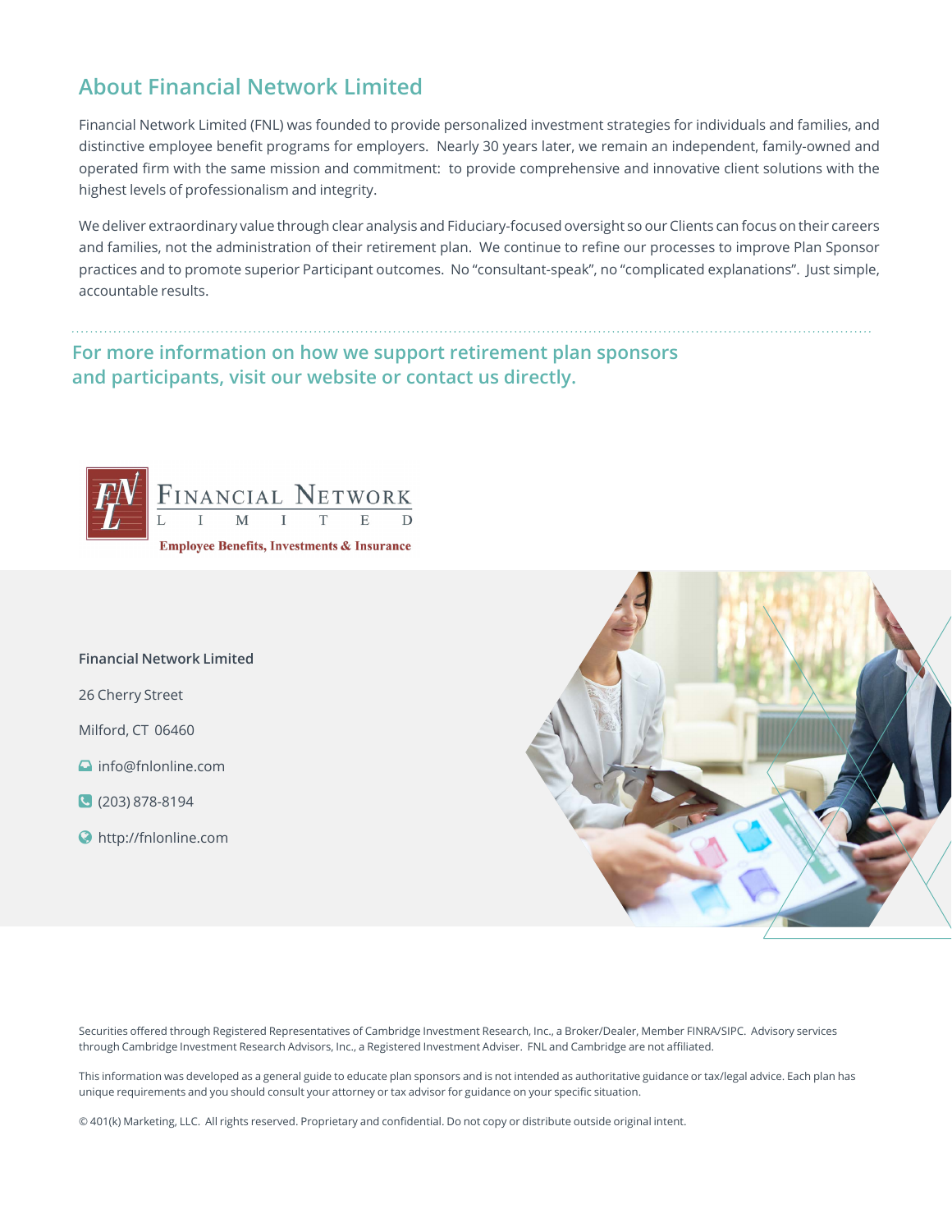## About Financial Network Limited

Financial Network Limited (FNL) was founded to provide personalized investment strategies for individuals and families, and distinctive employee benefit programs for employers. Nearly 30 years later, we remain an independent, family-owned and operated firm with the same mission and commitment: to provide comprehensive and innovative client solutions with the highest levels of professionalism and integrity.

We deliver extraordinary value through clear analysis and Fiduciary-focused oversight so our Clients can focus on their careers and families, not the administration of their retirement plan. We continue to refine our processes to improve Plan Sponsor practices and to promote superior Participant outcomes. No "consultant-speak", no "complicated explanations". Just simple, accountable results.

### For more information on how we support retirement plan sponsors and participants, visit our website or contact us directly.

FINANCIAL NETWORK LIMITED

Employee Benefits, Investments & Insurance

**Financial Network Limited**

26 Cherry Street

Milford, CT 06460

info@fnlonline.com

(203) 878-8194

http://fnlonline.com

Securities offered through Registered Representatives of Cambridge Investment Research, Inc., a Broker/Dealer, Member FINRA/SIPC. Advisory services through Cambridge Investment Research Advisors, Inc., a Registered Investment Adviser. FNL and Cambridge are not affiliated.

This information was developed as a general guide to educate plan sponsors and is not intended as authoritative guidance or tax/legal advice. Each plan has unique requirements and you should consult your attorney or tax advisor for guidance on your specific situation.

© 401(k) Marketing, LLC. All rights reserved. Proprietary and confidential. Do not copy or distribute outside original intent.